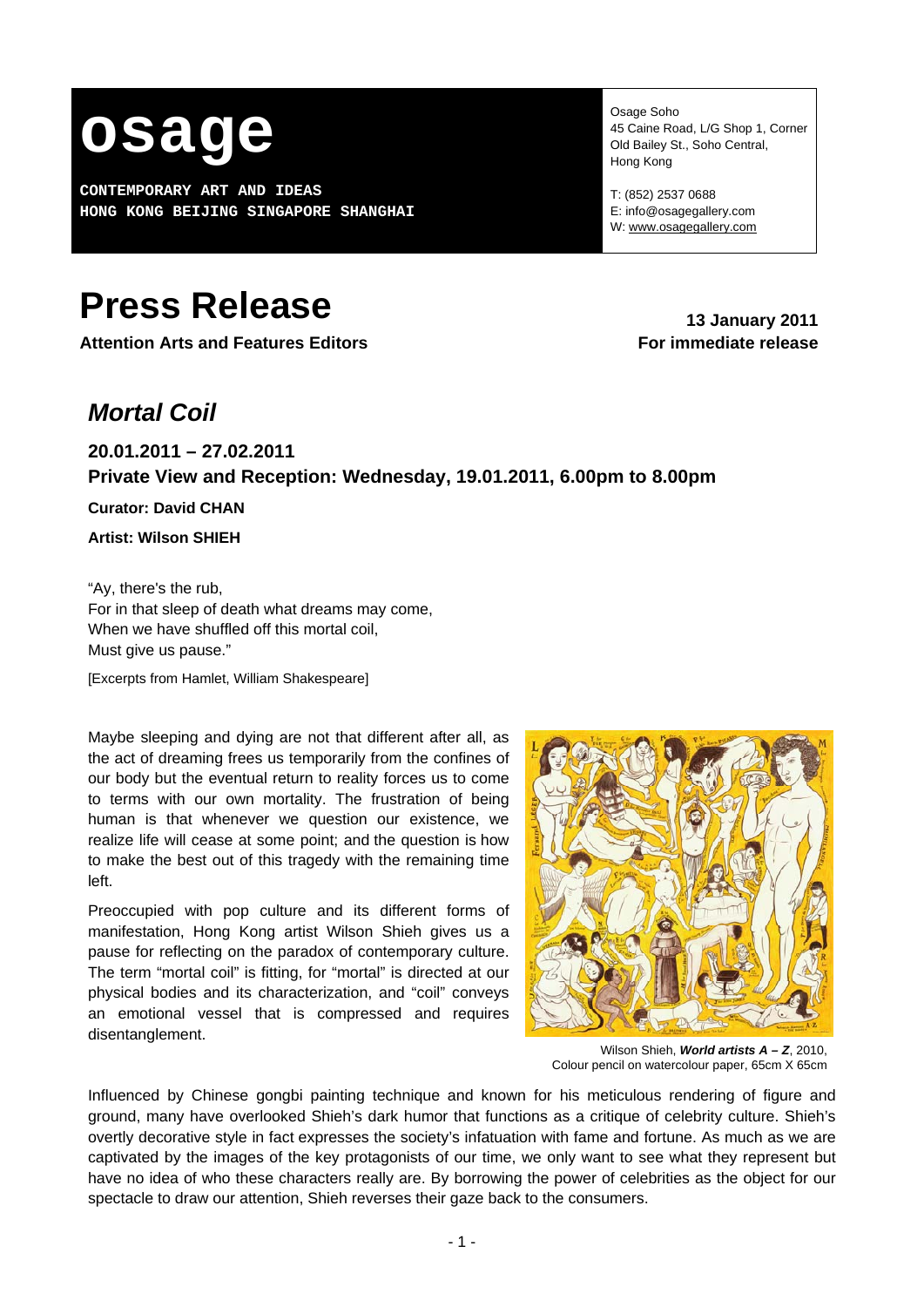# osage

**CONTEMPORARY ART AND IDEAS**
**HONG KONG BEIJING SINGAPORE SHANGHAI**

Osage Soho
45 Caine Road, L/G Shop 1, Corner Old Bailey St., Soho Central, Hong Kong

T: (852) 2537 0688
E: info@osagegallery.com
W: www.osagegallery.com

# Press Release

**Attention Arts and Features Editors**

**13 January 2011**
**For immediate release**

## *Mortal Coil*

### 20.01.2011 – 27.02.2011
### Private View and Reception: Wednesday, 19.01.2011, 6.00pm to 8.00pm

**Curator: David CHAN**

**Artist: Wilson SHIEH**

"Ay, there's the rub,
For in that sleep of death what dreams may come,
When we have shuffled off this mortal coil,
Must give us pause."

[Excerpts from Hamlet, William Shakespeare]

Maybe sleeping and dying are not that different after all, as the act of dreaming frees us temporarily from the confines of our body but the eventual return to reality forces us to come to terms with our own mortality. The frustration of being human is that whenever we question our existence, we realize life will cease at some point; and the question is how to make the best out of this tragedy with the remaining time left.

Preoccupied with pop culture and its different forms of manifestation, Hong Kong artist Wilson Shieh gives us a pause for reflecting on the paradox of contemporary culture. The term "mortal coil" is fitting, for "mortal" is directed at our physical bodies and its characterization, and "coil" conveys an emotional vessel that is compressed and requires disentanglement.

Wilson Shieh, ***World artists A – Z***, 2010, Colour pencil on watercolour paper, 65cm X 65cm

Influenced by Chinese gongbi painting technique and known for his meticulous rendering of figure and ground, many have overlooked Shieh's dark humor that functions as a critique of celebrity culture. Shieh's overtly decorative style in fact expresses the society's infatuation with fame and fortune. As much as we are captivated by the images of the key protagonists of our time, we only want to see what they represent but have no idea of who these characters really are. By borrowing the power of celebrities as the object for our spectacle to draw our attention, Shieh reverses their gaze back to the consumers.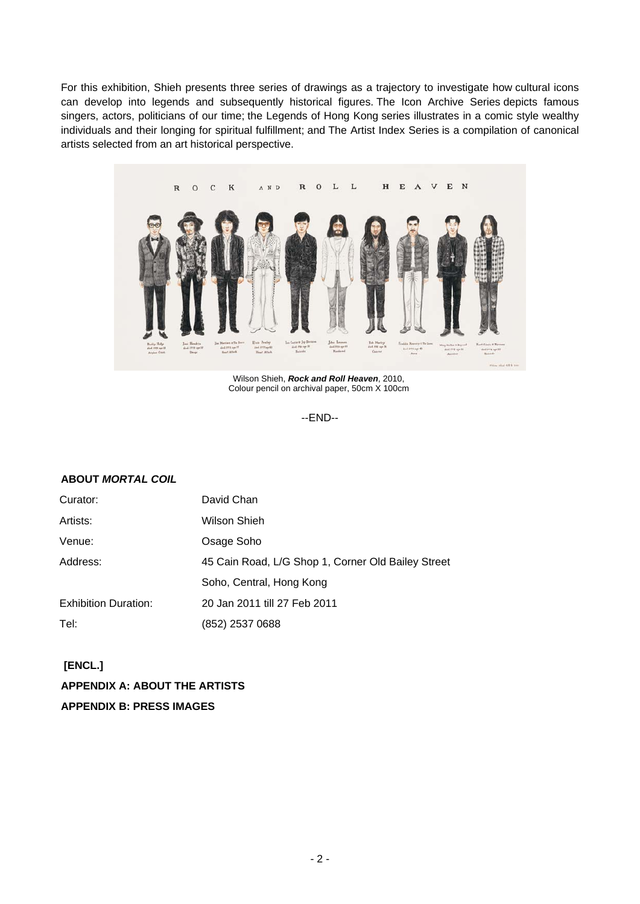For this exhibition, Shieh presents three series of drawings as a trajectory to investigate how cultural icons can develop into legends and subsequently historical figures. The Icon Archive Series depicts famous singers, actors, politicians of our time; the Legends of Hong Kong series illustrates in a comic style wealthy individuals and their longing for spiritual fulfillment; and The Artist Index Series is a compilation of canonical artists selected from an art historical perspective.

Wilson Shieh, ***Rock and Roll Heaven***, 2010,
Colour pencil on archival paper, 50cm X 100cm

--END--

**ABOUT *MORTAL COIL***

| | |
|---|---|
| Curator: | David Chan |
| Artists: | Wilson Shieh |
| Venue: | Osage Soho |
| Address: | 45 Cain Road, L/G Shop 1, Corner Old Bailey Street |
| | Soho, Central, Hong Kong |
| Exhibition Duration: | 20 Jan 2011 till 27 Feb 2011 |
| Tel: | (852) 2537 0688 |

**[ENCL.]**

**APPENDIX A: ABOUT THE ARTISTS**

**APPENDIX B: PRESS IMAGES**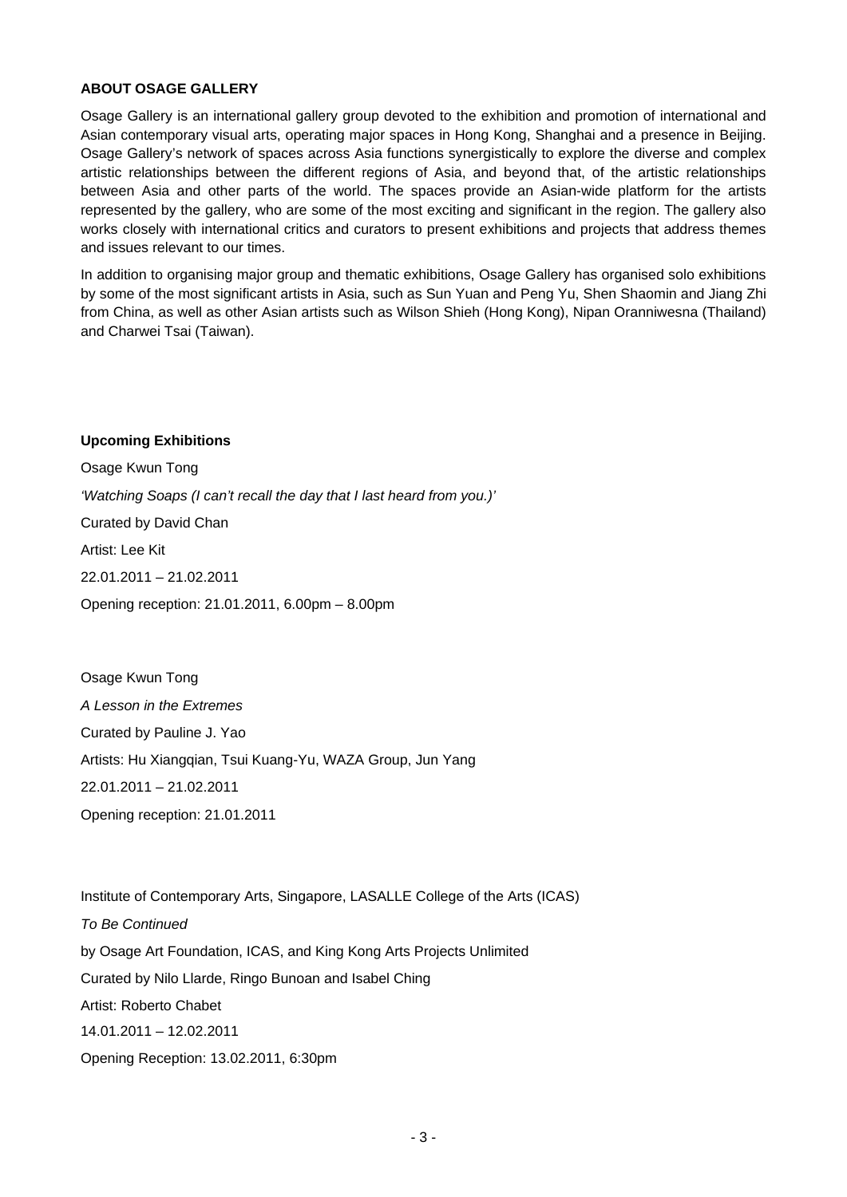**ABOUT OSAGE GALLERY**

Osage Gallery is an international gallery group devoted to the exhibition and promotion of international and Asian contemporary visual arts, operating major spaces in Hong Kong, Shanghai and a presence in Beijing. Osage Gallery's network of spaces across Asia functions synergistically to explore the diverse and complex artistic relationships between the different regions of Asia, and beyond that, of the artistic relationships between Asia and other parts of the world. The spaces provide an Asian-wide platform for the artists represented by the gallery, who are some of the most exciting and significant in the region. The gallery also works closely with international critics and curators to present exhibitions and projects that address themes and issues relevant to our times.

In addition to organising major group and thematic exhibitions, Osage Gallery has organised solo exhibitions by some of the most significant artists in Asia, such as Sun Yuan and Peng Yu, Shen Shaomin and Jiang Zhi from China, as well as other Asian artists such as Wilson Shieh (Hong Kong), Nipan Oranniwesna (Thailand) and Charwei Tsai (Taiwan).

**Upcoming Exhibitions**

Osage Kwun Tong

*'Watching Soaps (I can't recall the day that I last heard from you.)'*

Curated by David Chan

Artist: Lee Kit

22.01.2011 – 21.02.2011

Opening reception: 21.01.2011, 6.00pm – 8.00pm

Osage Kwun Tong

*A Lesson in the Extremes*

Curated by Pauline J. Yao

Artists: Hu Xiangqian, Tsui Kuang-Yu, WAZA Group, Jun Yang

22.01.2011 – 21.02.2011

Opening reception: 21.01.2011

Institute of Contemporary Arts, Singapore, LASALLE College of the Arts (ICAS)

*To Be Continued*

by Osage Art Foundation, ICAS, and King Kong Arts Projects Unlimited

Curated by Nilo Llarde, Ringo Bunoan and Isabel Ching

Artist: Roberto Chabet

14.01.2011 – 12.02.2011

Opening Reception: 13.02.2011, 6:30pm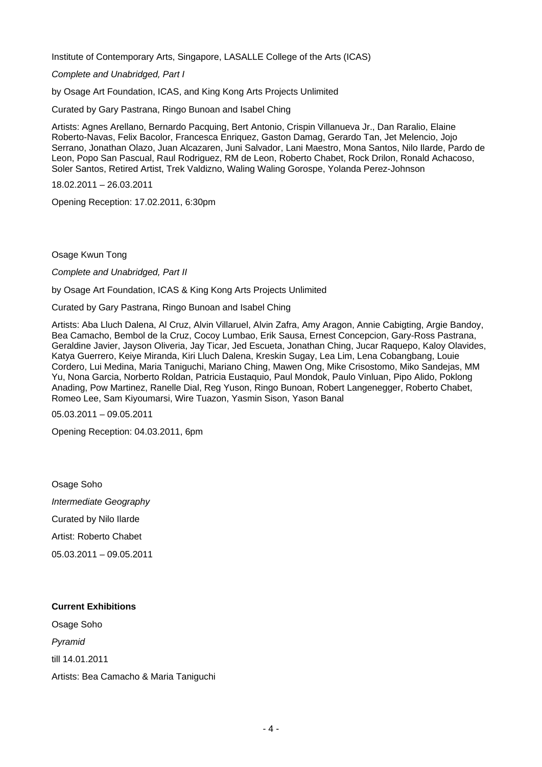Institute of Contemporary Arts, Singapore, LASALLE College of the Arts (ICAS)

*Complete and Unabridged, Part I*

by Osage Art Foundation, ICAS, and King Kong Arts Projects Unlimited

Curated by Gary Pastrana, Ringo Bunoan and Isabel Ching

Artists: Agnes Arellano, Bernardo Pacquing, Bert Antonio, Crispin Villanueva Jr., Dan Raralio, Elaine Roberto-Navas, Felix Bacolor, Francesca Enriquez, Gaston Damag, Gerardo Tan, Jet Melencio, Jojo Serrano, Jonathan Olazo, Juan Alcazaren, Juni Salvador, Lani Maestro, Mona Santos, Nilo Ilarde, Pardo de Leon, Popo San Pascual, Raul Rodriguez, RM de Leon, Roberto Chabet, Rock Drilon, Ronald Achacoso, Soler Santos, Retired Artist, Trek Valdizno, Waling Waling Gorospe, Yolanda Perez-Johnson

18.02.2011 – 26.03.2011

Opening Reception: 17.02.2011, 6:30pm

Osage Kwun Tong

*Complete and Unabridged, Part II*

by Osage Art Foundation, ICAS & King Kong Arts Projects Unlimited

Curated by Gary Pastrana, Ringo Bunoan and Isabel Ching

Artists: Aba Lluch Dalena, Al Cruz, Alvin Villaruel, Alvin Zafra, Amy Aragon, Annie Cabigting, Argie Bandoy, Bea Camacho, Bembol de la Cruz, Cocoy Lumbao, Erik Sausa, Ernest Concepcion, Gary-Ross Pastrana, Geraldine Javier, Jayson Oliveria, Jay Ticar, Jed Escueta, Jonathan Ching, Jucar Raquepo, Kaloy Olavides, Katya Guerrero, Keiye Miranda, Kiri Lluch Dalena, Kreskin Sugay, Lea Lim, Lena Cobangbang, Louie Cordero, Lui Medina, Maria Taniguchi, Mariano Ching, Mawen Ong, Mike Crisostomo, Miko Sandejas, MM Yu, Nona Garcia, Norberto Roldan, Patricia Eustaquio, Paul Mondok, Paulo Vinluan, Pipo Alido, Poklong Anading, Pow Martinez, Ranelle Dial, Reg Yuson, Ringo Bunoan, Robert Langenegger, Roberto Chabet, Romeo Lee, Sam Kiyoumarsi, Wire Tuazon, Yasmin Sison, Yason Banal

05.03.2011 – 09.05.2011

Opening Reception: 04.03.2011, 6pm

Osage Soho

*Intermediate Geography*

Curated by Nilo Ilarde

Artist: Roberto Chabet

05.03.2011 – 09.05.2011

**Current Exhibitions**

Osage Soho

*Pyramid*

till 14.01.2011

Artists: Bea Camacho & Maria Taniguchi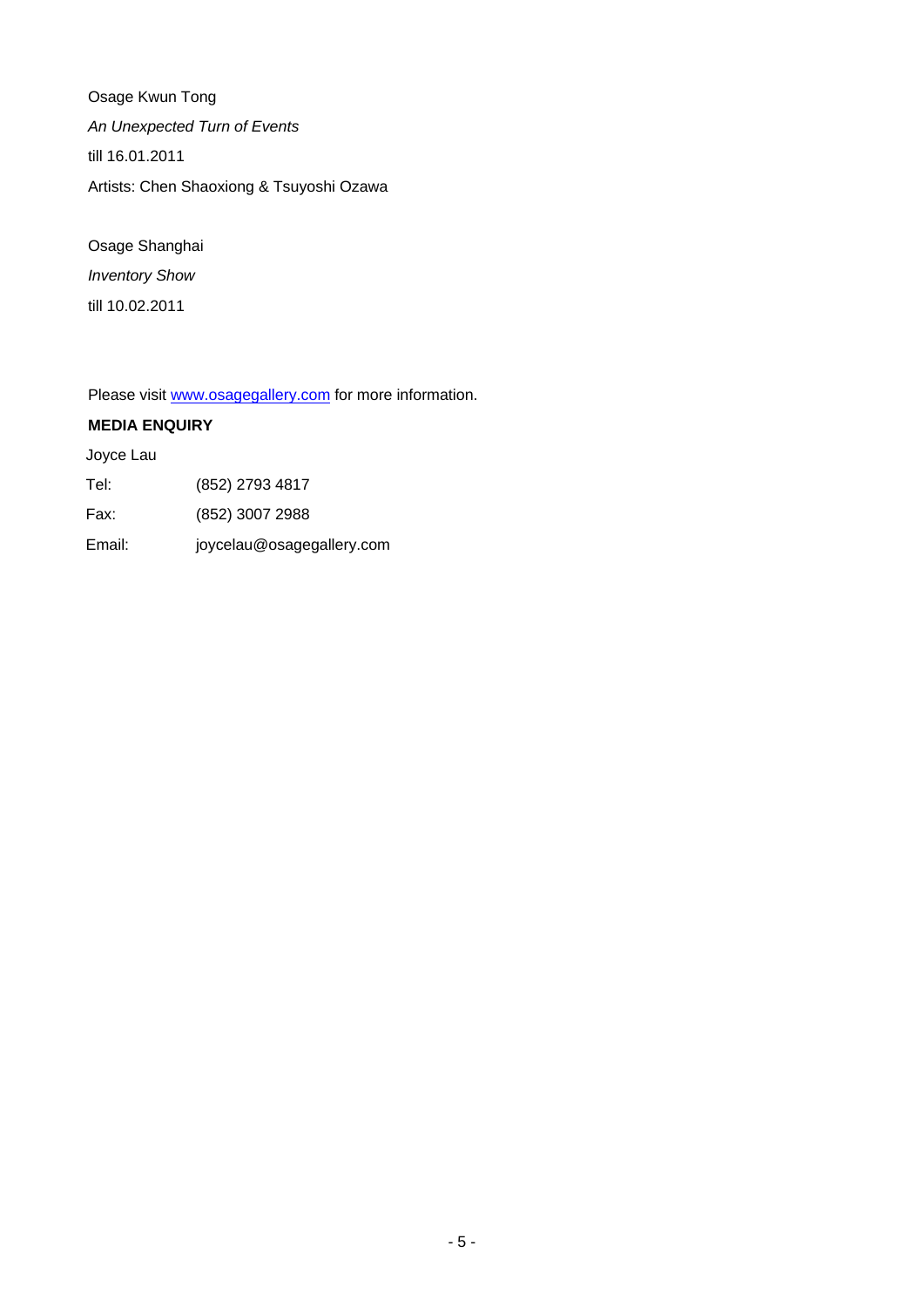Osage Kwun Tong

*An Unexpected Turn of Events*

till 16.01.2011

Artists: Chen Shaoxiong & Tsuyoshi Ozawa

Osage Shanghai

*Inventory Show*

till 10.02.2011

Please visit [www.osagegallery.com](http://www.osagegallery.com) for more information.

**MEDIA ENQUIRY**

Joyce Lau

Tel: (852) 2793 4817

Fax: (852) 3007 2988

Email: joycelau@osagegallery.com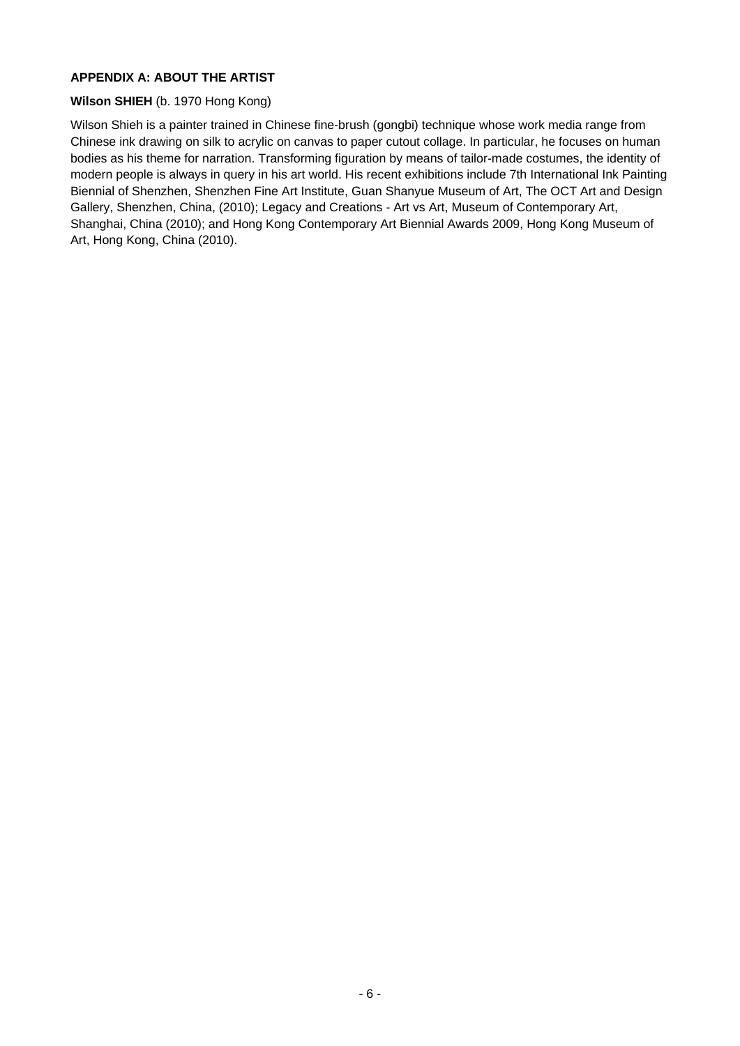**APPENDIX A: ABOUT THE ARTIST**

**Wilson SHIEH** (b. 1970 Hong Kong)

Wilson Shieh is a painter trained in Chinese fine-brush (gongbi) technique whose work media range from Chinese ink drawing on silk to acrylic on canvas to paper cutout collage. In particular, he focuses on human bodies as his theme for narration. Transforming figuration by means of tailor-made costumes, the identity of modern people is always in query in his art world. His recent exhibitions include 7th International Ink Painting Biennial of Shenzhen, Shenzhen Fine Art Institute, Guan Shanyue Museum of Art, The OCT Art and Design Gallery, Shenzhen, China, (2010); Legacy and Creations - Art vs Art, Museum of Contemporary Art, Shanghai, China (2010); and Hong Kong Contemporary Art Biennial Awards 2009, Hong Kong Museum of Art, Hong Kong, China (2010).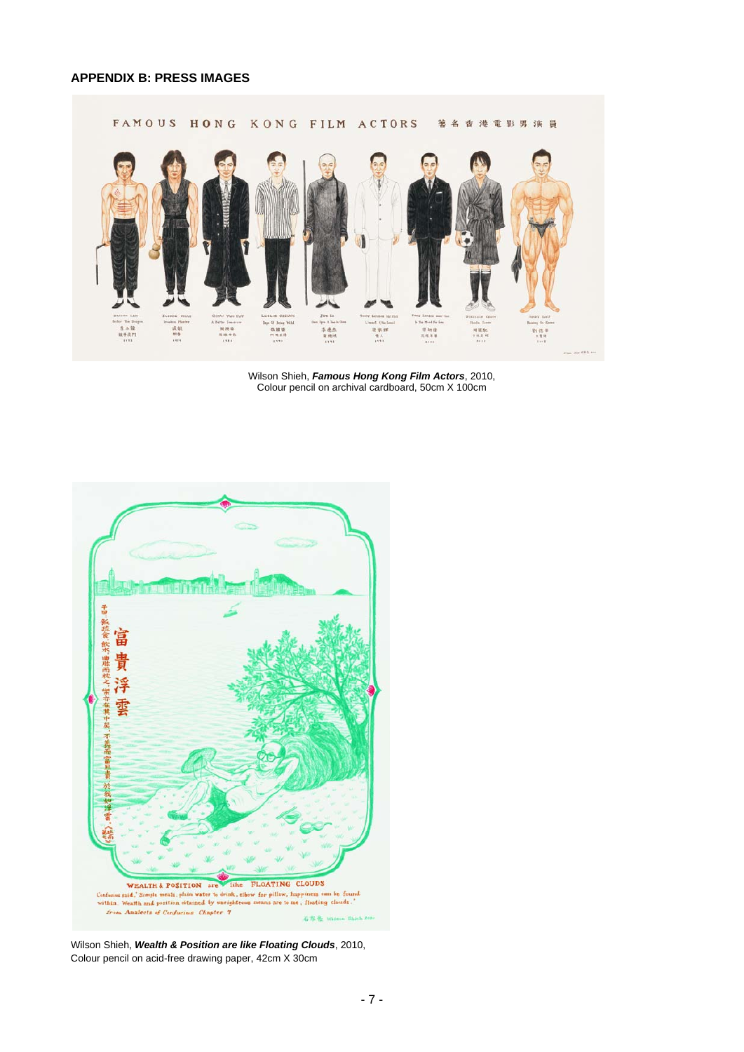**APPENDIX B: PRESS IMAGES**

Wilson Shieh, ***Famous Hong Kong Film Actors***, 2010,
Colour pencil on archival cardboard, 50cm X 100cm

Wilson Shieh, ***Wealth & Position are like Floating Clouds***, 2010,
Colour pencil on acid-free drawing paper, 42cm X 30cm